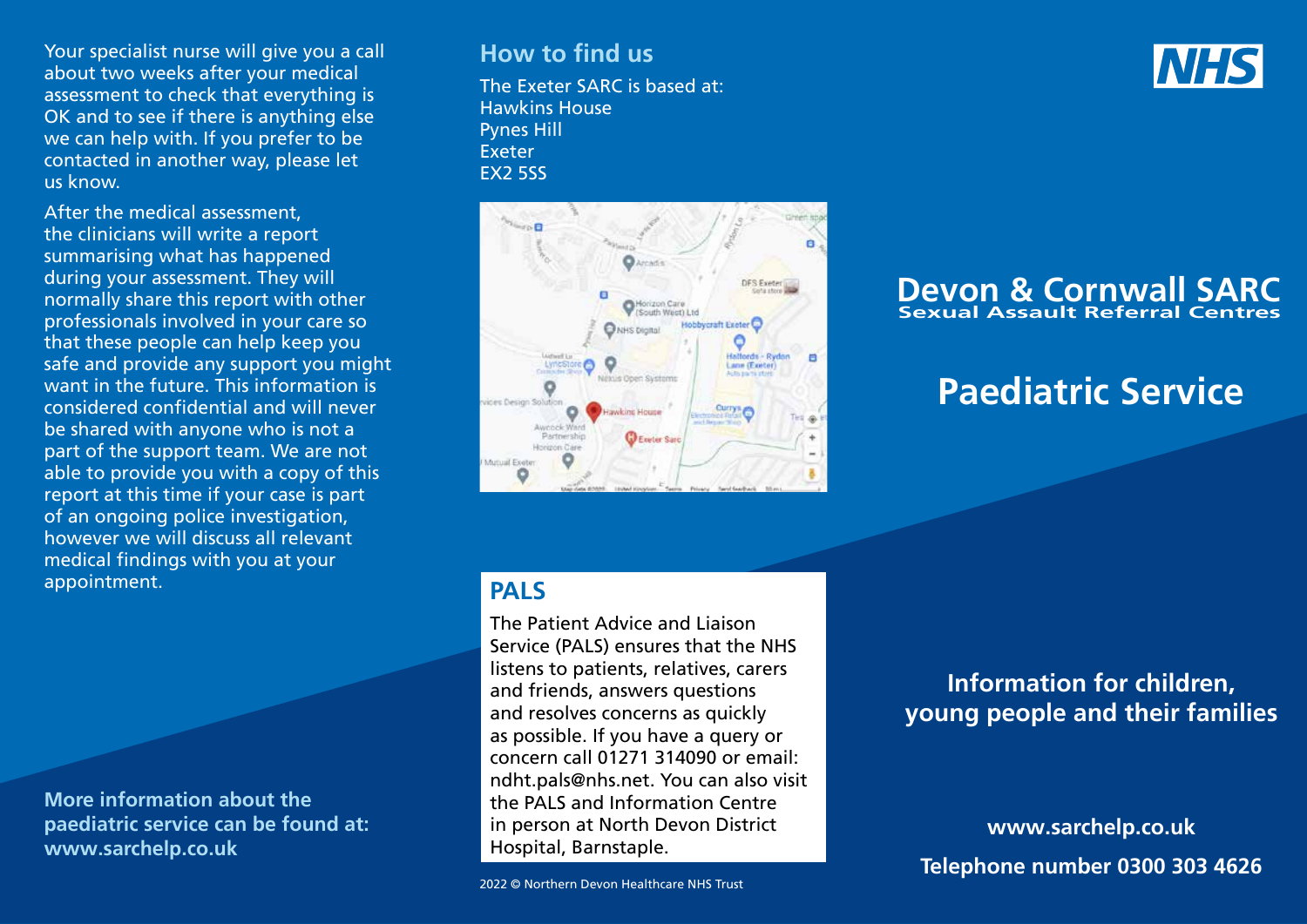Your specialist nurse will give you a call about two weeks after your medical assessment to check that everything is OK and to see if there is anything else we can help with. If you prefer to be contacted in another way, please let us know.

After the medical assessment, the clinicians will write a report summarising what has happened during your assessment. They will normally share this report with other professionals involved in your care so that these people can help keep you safe and provide any support you might want in the future. This information is considered confidential and will never be shared with anyone who is not a part of the support team. We are not able to provide you with a copy of this report at this time if your case is part of an ongoing police investigation, however we will discuss all relevant medical findings with you at your appointment.

**More information about the paediatric service can be found at: www.sarchelp.co.uk**

## How to find us

The Exeter SARC is based at:
Hawkins House
Pynes Hill
Exeter
EX2 5SS

## PALS

The Patient Advice and Liaison Service (PALS) ensures that the NHS listens to patients, relatives, carers and friends, answers questions and resolves concerns as quickly as possible. If you have a query or concern call 01271 314090 or email: ndht.pals@nhs.net. You can also visit the PALS and Information Centre in person at North Devon District Hospital, Barnstaple.

2022 © Northern Devon Healthcare NHS Trust

NHS

# Devon & Cornwall SARC

**Sexual Assault Referral Centres**

# Paediatric Service

## Information for children, young people and their families

**www.sarchelp.co.uk**

**Telephone number 0300 303 4626**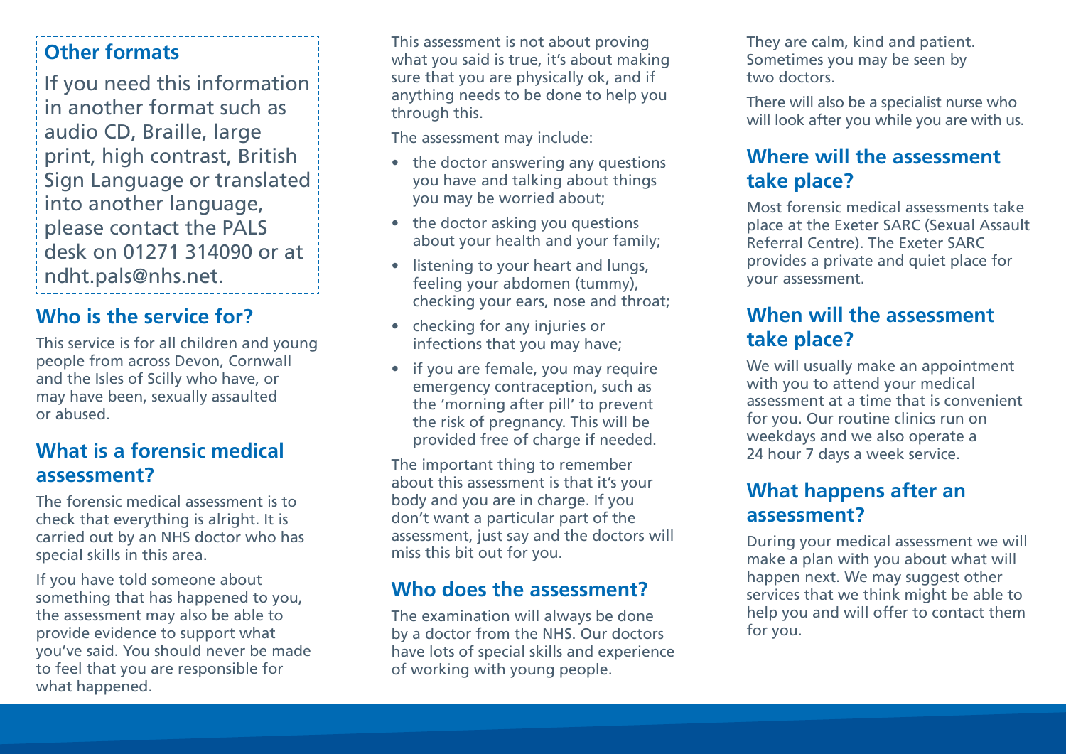## Other formats

If you need this information in another format such as audio CD, Braille, large print, high contrast, British Sign Language or translated into another language, please contact the PALS desk on 01271 314090 or at ndht.pals@nhs.net.

## Who is the service for?

This service is for all children and young people from across Devon, Cornwall and the Isles of Scilly who have, or may have been, sexually assaulted or abused.

## What is a forensic medical assessment?

The forensic medical assessment is to check that everything is alright. It is carried out by an NHS doctor who has special skills in this area.

If you have told someone about something that has happened to you, the assessment may also be able to provide evidence to support what you've said. You should never be made to feel that you are responsible for what happened.

This assessment is not about proving what you said is true, it's about making sure that you are physically ok, and if anything needs to be done to help you through this.

The assessment may include:

- the doctor answering any questions you have and talking about things you may be worried about;
- the doctor asking you questions about your health and your family;
- listening to your heart and lungs, feeling your abdomen (tummy), checking your ears, nose and throat;
- checking for any injuries or infections that you may have;
- if you are female, you may require emergency contraception, such as the 'morning after pill' to prevent the risk of pregnancy. This will be provided free of charge if needed.

The important thing to remember about this assessment is that it's your body and you are in charge. If you don't want a particular part of the assessment, just say and the doctors will miss this bit out for you.

## Who does the assessment?

The examination will always be done by a doctor from the NHS. Our doctors have lots of special skills and experience of working with young people. They are calm, kind and patient. Sometimes you may be seen by two doctors.

There will also be a specialist nurse who will look after you while you are with us.

## Where will the assessment take place?

Most forensic medical assessments take place at the Exeter SARC (Sexual Assault Referral Centre). The Exeter SARC provides a private and quiet place for your assessment.

## When will the assessment take place?

We will usually make an appointment with you to attend your medical assessment at a time that is convenient for you. Our routine clinics run on weekdays and we also operate a 24 hour 7 days a week service.

## What happens after an assessment?

During your medical assessment we will make a plan with you about what will happen next. We may suggest other services that we think might be able to help you and will offer to contact them for you.